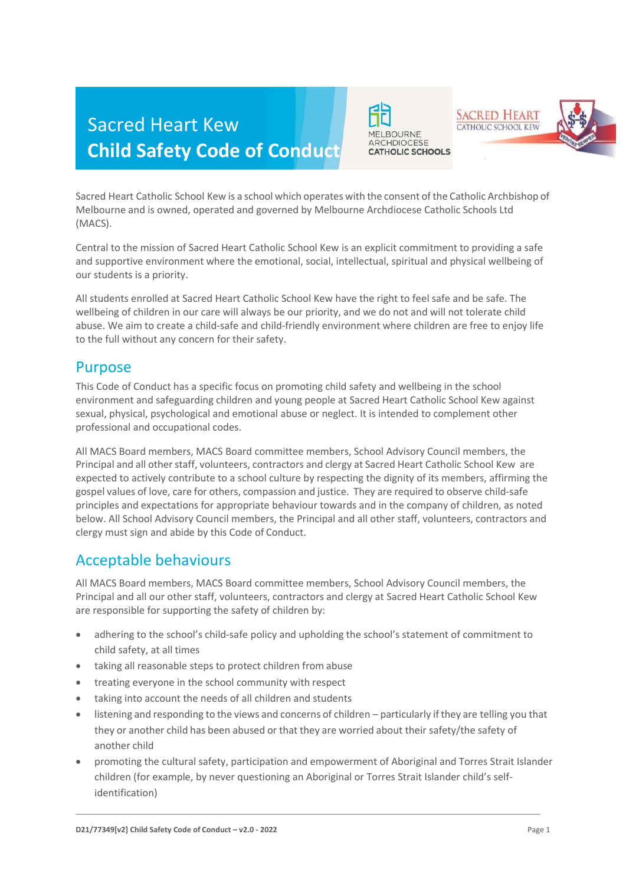# Sacred Heart Kew
# Child Safety Code of Conduct

Sacred Heart Catholic School Kew is a school which operates with the consent of the Catholic Archbishop of Melbourne and is owned, operated and governed by Melbourne Archdiocese Catholic Schools Ltd (MACS).

Central to the mission of Sacred Heart Catholic School Kew is an explicit commitment to providing a safe and supportive environment where the emotional, social, intellectual, spiritual and physical wellbeing of our students is a priority.

All students enrolled at Sacred Heart Catholic School Kew have the right to feel safe and be safe. The wellbeing of children in our care will always be our priority, and we do not and will not tolerate child abuse. We aim to create a child-safe and child-friendly environment where children are free to enjoy life to the full without any concern for their safety.

## Purpose

This Code of Conduct has a specific focus on promoting child safety and wellbeing in the school environment and safeguarding children and young people at Sacred Heart Catholic School Kew against sexual, physical, psychological and emotional abuse or neglect. It is intended to complement other professional and occupational codes.

All MACS Board members, MACS Board committee members, School Advisory Council members, the Principal and all other staff, volunteers, contractors and clergy at Sacred Heart Catholic School Kew are expected to actively contribute to a school culture by respecting the dignity of its members, affirming the gospel values of love, care for others, compassion and justice. They are required to observe child-safe principles and expectations for appropriate behaviour towards and in the company of children, as noted below. All School Advisory Council members, the Principal and all other staff, volunteers, contractors and clergy must sign and abide by this Code of Conduct.

## Acceptable behaviours

All MACS Board members, MACS Board committee members, School Advisory Council members, the Principal and all our other staff, volunteers, contractors and clergy at Sacred Heart Catholic School Kew are responsible for supporting the safety of children by:

- adhering to the school's child-safe policy and upholding the school's statement of commitment to child safety, at all times
- taking all reasonable steps to protect children from abuse
- treating everyone in the school community with respect
- taking into account the needs of all children and students
- listening and responding to the views and concerns of children – particularly if they are telling you that they or another child has been abused or that they are worried about their safety/the safety of another child
- promoting the cultural safety, participation and empowerment of Aboriginal and Torres Strait Islander children (for example, by never questioning an Aboriginal or Torres Strait Islander child's self-identification)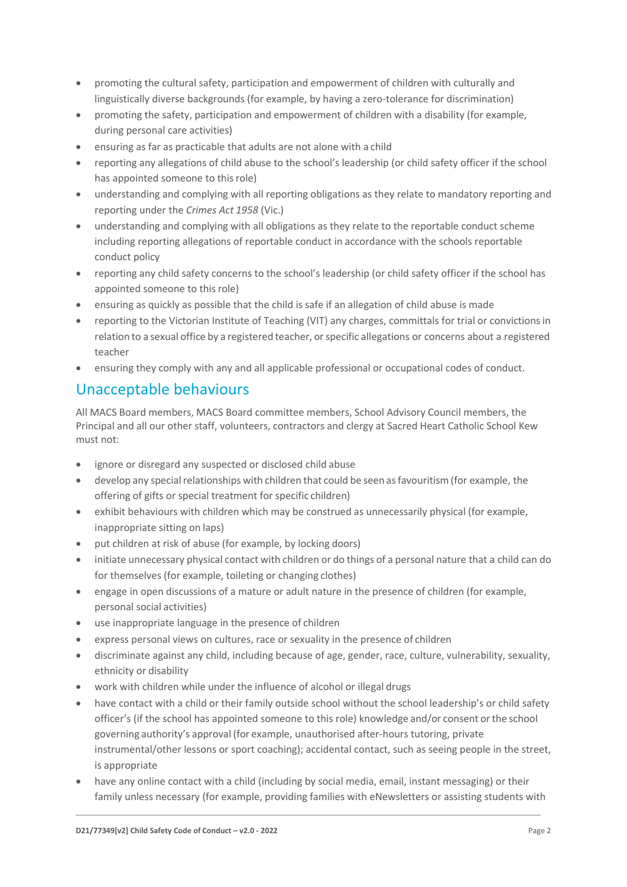- promoting the cultural safety, participation and empowerment of children with culturally and linguistically diverse backgrounds (for example, by having a zero-tolerance for discrimination)
- promoting the safety, participation and empowerment of children with a disability (for example, during personal care activities)
- ensuring as far as practicable that adults are not alone with a child
- reporting any allegations of child abuse to the school's leadership (or child safety officer if the school has appointed someone to this role)
- understanding and complying with all reporting obligations as they relate to mandatory reporting and reporting under the *Crimes Act 1958* (Vic.)
- understanding and complying with all obligations as they relate to the reportable conduct scheme including reporting allegations of reportable conduct in accordance with the schools reportable conduct policy
- reporting any child safety concerns to the school's leadership (or child safety officer if the school has appointed someone to this role)
- ensuring as quickly as possible that the child is safe if an allegation of child abuse is made
- reporting to the Victorian Institute of Teaching (VIT) any charges, committals for trial or convictions in relation to a sexual office by a registered teacher, or specific allegations or concerns about a registered teacher
- ensuring they comply with any and all applicable professional or occupational codes of conduct.

## Unacceptable behaviours

All MACS Board members, MACS Board committee members, School Advisory Council members, the Principal and all our other staff, volunteers, contractors and clergy at Sacred Heart Catholic School Kew must not:

- ignore or disregard any suspected or disclosed child abuse
- develop any special relationships with children that could be seen as favouritism (for example, the offering of gifts or special treatment for specific children)
- exhibit behaviours with children which may be construed as unnecessarily physical (for example, inappropriate sitting on laps)
- put children at risk of abuse (for example, by locking doors)
- initiate unnecessary physical contact with children or do things of a personal nature that a child can do for themselves (for example, toileting or changing clothes)
- engage in open discussions of a mature or adult nature in the presence of children (for example, personal social activities)
- use inappropriate language in the presence of children
- express personal views on cultures, race or sexuality in the presence of children
- discriminate against any child, including because of age, gender, race, culture, vulnerability, sexuality, ethnicity or disability
- work with children while under the influence of alcohol or illegal drugs
- have contact with a child or their family outside school without the school leadership's or child safety officer's (if the school has appointed someone to this role) knowledge and/or consent or the school governing authority's approval (for example, unauthorised after-hours tutoring, private instrumental/other lessons or sport coaching); accidental contact, such as seeing people in the street, is appropriate
- have any online contact with a child (including by social media, email, instant messaging) or their family unless necessary (for example, providing families with eNewsletters or assisting students with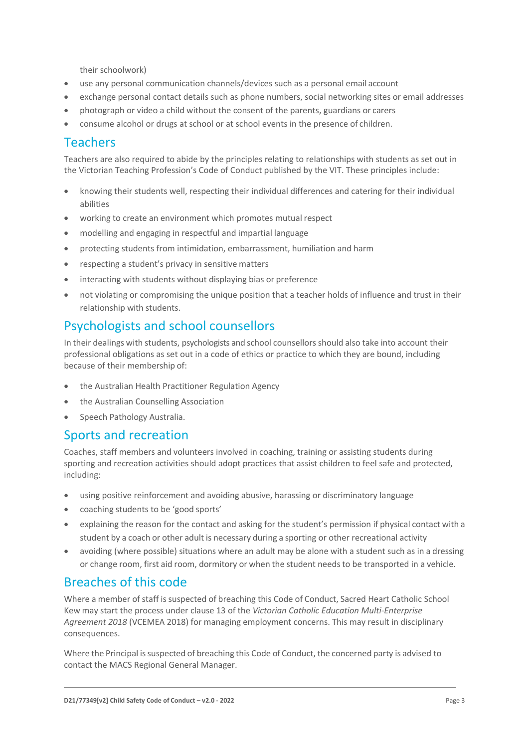their schoolwork)

- use any personal communication channels/devices such as a personal email account
- exchange personal contact details such as phone numbers, social networking sites or email addresses
- photograph or video a child without the consent of the parents, guardians or carers
- consume alcohol or drugs at school or at school events in the presence of children.

## Teachers

Teachers are also required to abide by the principles relating to relationships with students as set out in the Victorian Teaching Profession's Code of Conduct published by the VIT. These principles include:

- knowing their students well, respecting their individual differences and catering for their individual abilities
- working to create an environment which promotes mutual respect
- modelling and engaging in respectful and impartial language
- protecting students from intimidation, embarrassment, humiliation and harm
- respecting a student's privacy in sensitive matters
- interacting with students without displaying bias or preference
- not violating or compromising the unique position that a teacher holds of influence and trust in their relationship with students.

## Psychologists and school counsellors

In their dealings with students, psychologists and school counsellors should also take into account their professional obligations as set out in a code of ethics or practice to which they are bound, including because of their membership of:

- the Australian Health Practitioner Regulation Agency
- the Australian Counselling Association
- Speech Pathology Australia.

## Sports and recreation

Coaches, staff members and volunteers involved in coaching, training or assisting students during sporting and recreation activities should adopt practices that assist children to feel safe and protected, including:

- using positive reinforcement and avoiding abusive, harassing or discriminatory language
- coaching students to be 'good sports'
- explaining the reason for the contact and asking for the student's permission if physical contact with a student by a coach or other adult is necessary during a sporting or other recreational activity
- avoiding (where possible) situations where an adult may be alone with a student such as in a dressing or change room, first aid room, dormitory or when the student needs to be transported in a vehicle.

## Breaches of this code

Where a member of staff is suspected of breaching this Code of Conduct, Sacred Heart Catholic School Kew may start the process under clause 13 of the *Victorian Catholic Education Multi-Enterprise Agreement 2018* (VCEMEA 2018) for managing employment concerns. This may result in disciplinary consequences.

Where the Principal is suspected of breaching this Code of Conduct, the concerned party is advised to contact the MACS Regional General Manager.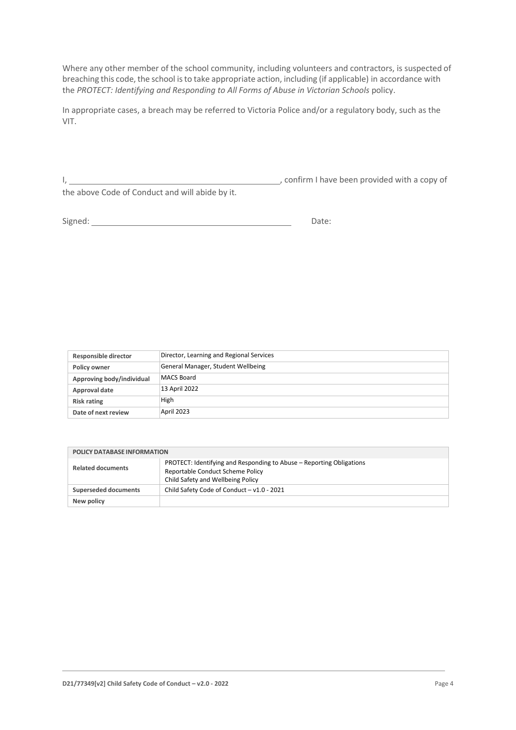Where any other member of the school community, including volunteers and contractors, is suspected of breaching this code, the school is to take appropriate action, including (if applicable) in accordance with the *PROTECT: Identifying and Responding to All Forms of Abuse in Victorian Schools* policy.

In appropriate cases, a breach may be referred to Victoria Police and/or a regulatory body, such as the VIT.

I, \_\_\_\_\_\_\_\_\_\_\_\_\_\_\_\_\_\_\_\_\_\_\_\_\_\_\_\_\_\_\_\_\_\_\_\_\_\_\_\_\_\_\_\_, confirm I have been provided with a copy of the above Code of Conduct and will abide by it.

Signed: \_\_\_\_\_\_\_\_\_\_\_\_\_\_\_\_\_\_\_\_\_\_\_\_\_\_\_\_\_\_\_\_\_\_\_\_\_\_\_\_ Date:

| | |
|---|---|
| **Responsible director** | Director, Learning and Regional Services |
| **Policy owner** | General Manager, Student Wellbeing |
| **Approving body/individual** | MACS Board |
| **Approval date** | 13 April 2022 |
| **Risk rating** | High |
| **Date of next review** | April 2023 |

| **POLICY DATABASE INFORMATION** | |
|---|---|
| **Related documents** | PROTECT: Identifying and Responding to Abuse – Reporting Obligations<br>Reportable Conduct Scheme Policy<br>Child Safety and Wellbeing Policy |
| **Superseded documents** | Child Safety Code of Conduct – v1.0 - 2021 |
| **New policy** | |